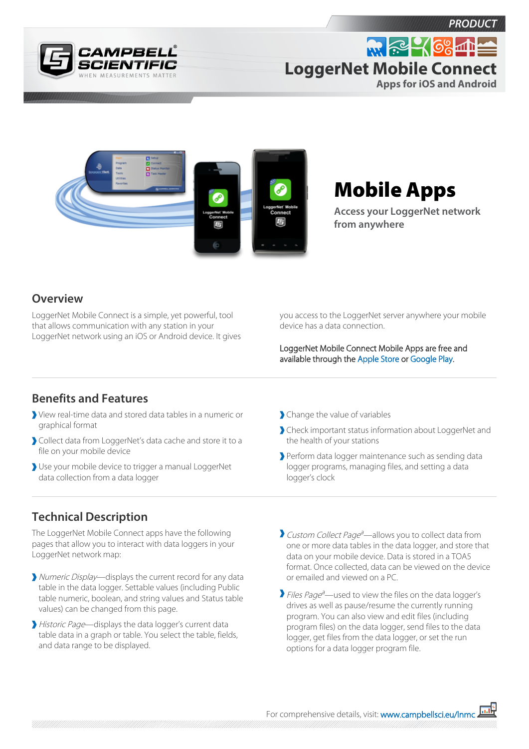PRODUCT

# LoggerNet Mobile Connect

Apps for iOS and Android

# Mobile Apps

Access your LoggerNet network from anywhere

## Overview

LoggerNet Mobile Connect is a simple, yet powerful, tool that allows communication with any station in your LoggerNet network using an iOS or Android device. It gives you access to the LoggerNet server anywhere your mobile device has a data connection.

LoggerNet Mobile Connect Mobile Apps are free and available through the Apple Store or Google Play.

## Benefits and Features

- View real-time data and stored data tables in a numeric or graphical format
- Collect data from LoggerNet's data cache and store it to a file on your mobile device
- Use your mobile device to trigger a manual LoggerNet data collection from a data logger
- Change the value of variables
- Check important status information about LoggerNet and the health of your stations
- Perform data logger maintenance such as sending data logger programs, managing files, and setting a data logger's clock

## Technical Description

The LoggerNet Mobile Connect apps have the following pages that allow you to interact with data loggers in your LoggerNet network map:

- *Numeric Display*—displays the current record for any data table in the data logger. Settable values (including Public table numeric, boolean, and string values and Status table values) can be changed from this page.
- *Historic Page*—displays the data logger's current data table data in a graph or table. You select the table, fields, and data range to be displayed.
- *Custom Collect Page*[a]—allows you to collect data from one or more data tables in the data logger, and store that data on your mobile device. Data is stored in a TOA5 format. Once collected, data can be viewed on the device or emailed and viewed on a PC.
- *Files Page*[a]—used to view the files on the data logger's drives as well as pause/resume the currently running program. You can also view and edit files (including program files) on the data logger, send files to the data logger, get files from the data logger, or set the run options for a data logger program file.

For comprehensive details, visit: www.campbellsci.eu/lnmc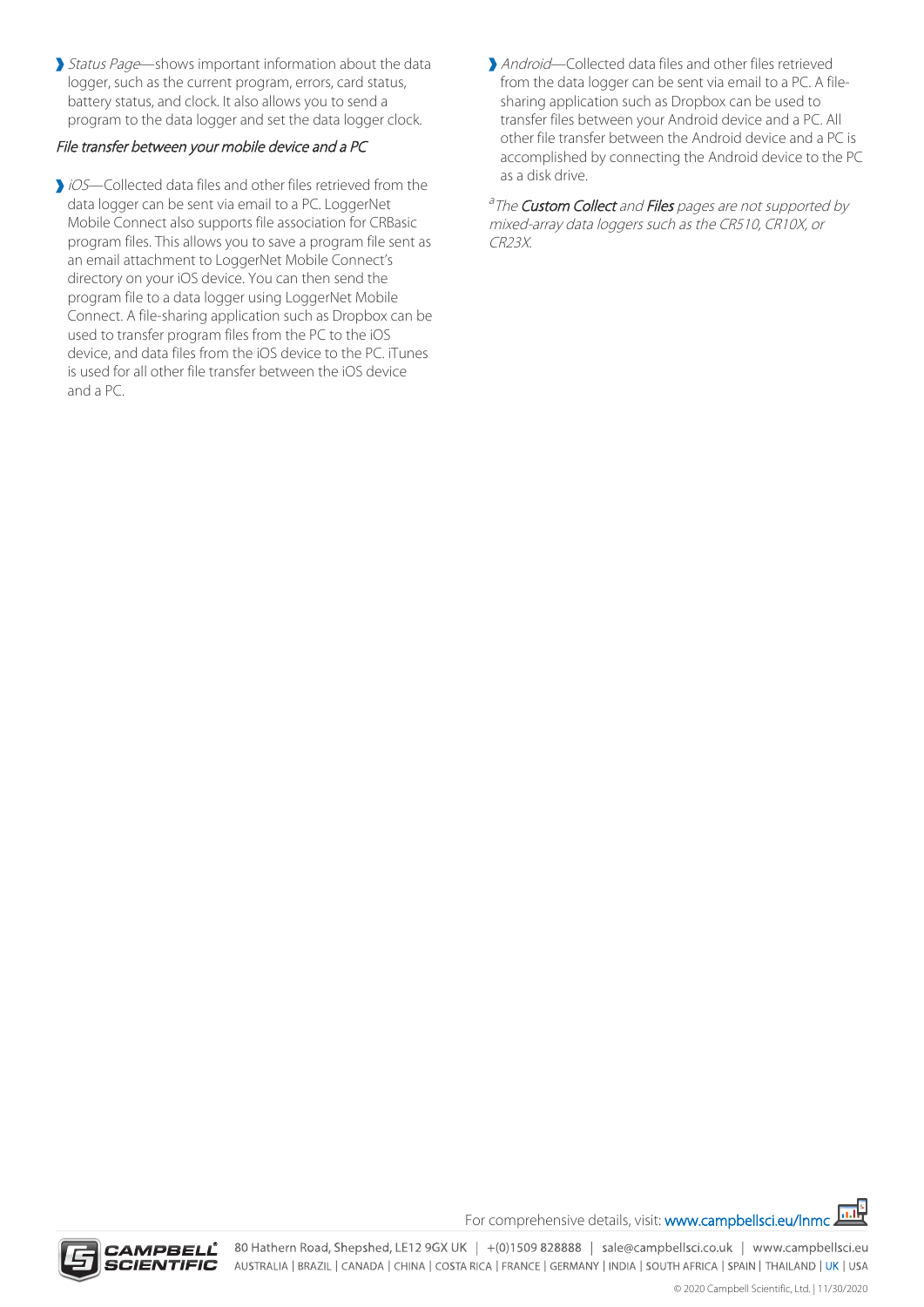- *Status Page*—shows important information about the data logger, such as the current program, errors, card status, battery status, and clock. It also allows you to send a program to the data logger and set the data logger clock.

*File transfer between your mobile device and a PC*

- *iOS*—Collected data files and other files retrieved from the data logger can be sent via email to a PC. LoggerNet Mobile Connect also supports file association for CRBasic program files. This allows you to save a program file sent as an email attachment to LoggerNet Mobile Connect's directory on your iOS device. You can then send the program file to a data logger using LoggerNet Mobile Connect. A file-sharing application such as Dropbox can be used to transfer program files from the PC to the iOS device, and data files from the iOS device to the PC. iTunes is used for all other file transfer between the iOS device and a PC.
- *Android*—Collected data files and other files retrieved from the data logger can be sent via email to a PC. A file-sharing application such as Dropbox can be used to transfer files between your Android device and a PC. All other file transfer between the Android device and a PC is accomplished by connecting the Android device to the PC as a disk drive.

*[a] The **Custom Collect** and **Files** pages are not supported by mixed-array data loggers such as the CR510, CR10X, or CR23X.*

For comprehensive details, visit: www.campbellsci.eu/lnmc

80 Hathern Road, Shepshed, LE12 9GX UK | +(0)1509 828888 | sale@campbellsci.co.uk | www.campbellsci.eu
AUSTRALIA | BRAZIL | CANADA | CHINA | COSTA RICA | FRANCE | GERMANY | INDIA | SOUTH AFRICA | SPAIN | THAILAND | UK | USA

© 2020 Campbell Scientific, Ltd. | 11/30/2020